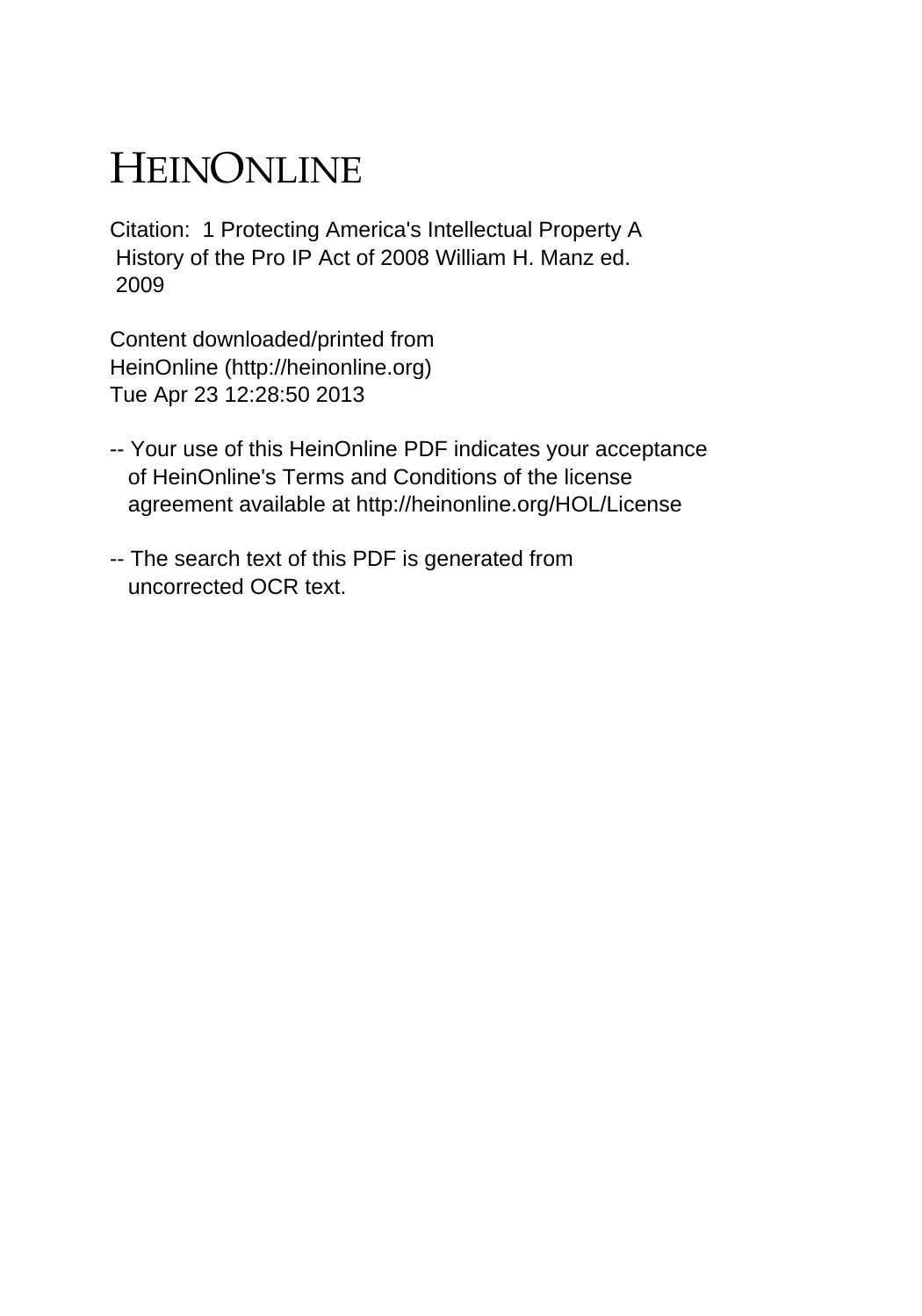# HEINONLINE

Citation: 1 Protecting America's Intellectual Property A History of the Pro IP Act of 2008 William H. Manz ed. 2009

Content downloaded/printed from HeinOnline (http://heinonline.org) Tue Apr 23 12:28:50 2013

-- Your use of this HeinOnline PDF indicates your acceptance of HeinOnline's Terms and Conditions of the license agreement available at http://heinonline.org/HOL/License

-- The search text of this PDF is generated from uncorrected OCR text.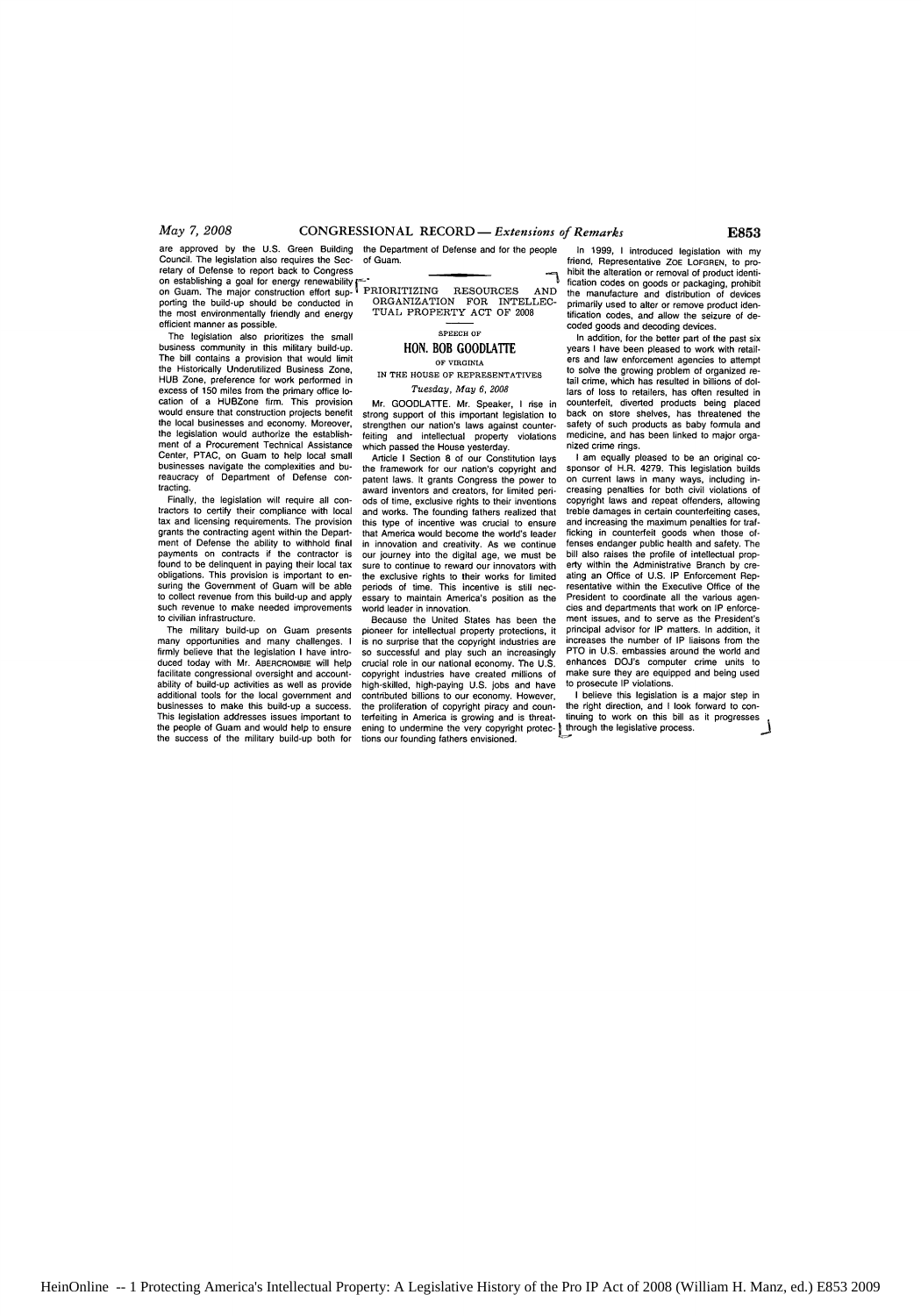are approved by the U.S. Green Building Council. The legislation also requires the Secretary of Defense to report back to Congress on establishing a goal for energy renewability on Guam. The major construction effort supporting the build-up should be conducted in the most environmentally friendly and energy efficient manner as possible.

The legislation also prioritizes the small business community in this military build-up. The bill contains a provision that would limit the Historically Underutilized Business Zone, HUB Zone, preference for work performed in excess of 150 miles from the primary office location of a HUBZone firm. This provision would ensure that construction projects benefit the local businesses and economy. Moreover, the legislation would authorize the establishment of a Procurement Technical Assistance Center, PTAC, on Guam to help local small businesses navigate the complexities and bureaucracy of Department of Defense contracting.

Finally, the legislation will require all contractors to certify their compliance with local tax and licensing requirements. The provision grants the contracting agent within the Department of Defense the ability to withhold final payments on contracts if the contractor is found to be delinquent in paying their local tax obligations. This provision is important to ensuring the Government of Guam will be able to collect revenue from this build-up and apply such revenue to make needed improvements to civilian infrastructure.

The military build-up on Guam presents many opportunities and many challenges. I firmly believe that the legislation I have introduced today with Mr. ABERCROMBIE will help facilitate congressional oversight and accountability of build-up activities as well as provide additional tools for the local government and businesses to make this build-up a success. This legislation addresses issues important to the people of Guam and would help to ensure the success of the military build-up both for the Department of Defense and for the people of Guam.

## PRIORITIZING RESOURCES AND ORGANIZATION FOR INTELLECTUAL PROPERTY ACT OF 2008

SPEECH OF

### HON. BOB GOODLATTE

OF VIRGINIA

IN THE HOUSE OF REPRESENTATIVES

*Tuesday, May 6, 2008*

Mr. GOODLATTE. Mr. Speaker, I rise in strong support of this important legislation to strengthen our nation's laws against counterfeiting and intellectual property violations which passed the House yesterday.

Article I Section 8 of our Constitution lays the framework for our nation's copyright and patent laws. It grants Congress the power to award inventors and creators, for limited periods of time, exclusive rights to their inventions and works. The founding fathers realized that this type of incentive was crucial to ensure that America would become the world's leader in innovation and creativity. As we continue our journey into the digital age, we must be sure to continue to reward our innovators with the exclusive rights to their works for limited periods of time. This incentive is still necessary to maintain America's position as the world leader in innovation.

Because the United States has been the pioneer for intellectual property protections, it is no surprise that the copyright industries are so successful and play such an increasingly crucial role in our national economy. The U.S. copyright industries have created millions of high-skilled, high-paying U.S. jobs and have contributed billions to our economy. However, the proliferation of copyright piracy and counterfeiting in America is growing and is threatening to undermine the very copyright protections our founding fathers envisioned.

In 1999, I introduced legislation with my friend, Representative ZOE LOFGREN, to prohibit the alteration or removal of product identification codes on goods or packaging, prohibit the manufacture and distribution of devices primarily used to alter or remove product identification codes, and allow the seizure of decoded goods and decoding devices.

In addition, for the better part of the past six years I have been pleased to work with retailers and law enforcement agencies to attempt to solve the growing problem of organized retail crime, which has resulted in billions of dollars of loss to retailers, has often resulted in counterfeit, diverted products being placed back on store shelves, has threatened the safety of such products as baby formula and medicine, and has been linked to major organized crime rings.

I am equally pleased to be an original cosponsor of H.R. 4279. This legislation builds on current laws in many ways, including increasing penalties for both civil violations of copyright laws and repeat offenders, allowing treble damages in certain counterfeiting cases, and increasing the maximum penalties for trafficking in counterfeit goods when those offenses endanger public health and safety. The bill also raises the profile of intellectual property within the Administrative Branch by creating an Office of U.S. IP Enforcement Representative within the Executive Office of the President to coordinate all the various agencies and departments that work on IP enforcement issues, and to serve as the President's principal advisor for IP matters. In addition, it increases the number of IP liaisons from the PTO in U.S. embassies around the world and enhances DOJ's computer crime units to make sure they are equipped and being used to prosecute IP violations.

I believe this legislation is a major step in the right direction, and I look forward to continuing to work on this bill as it progresses through the legislative process.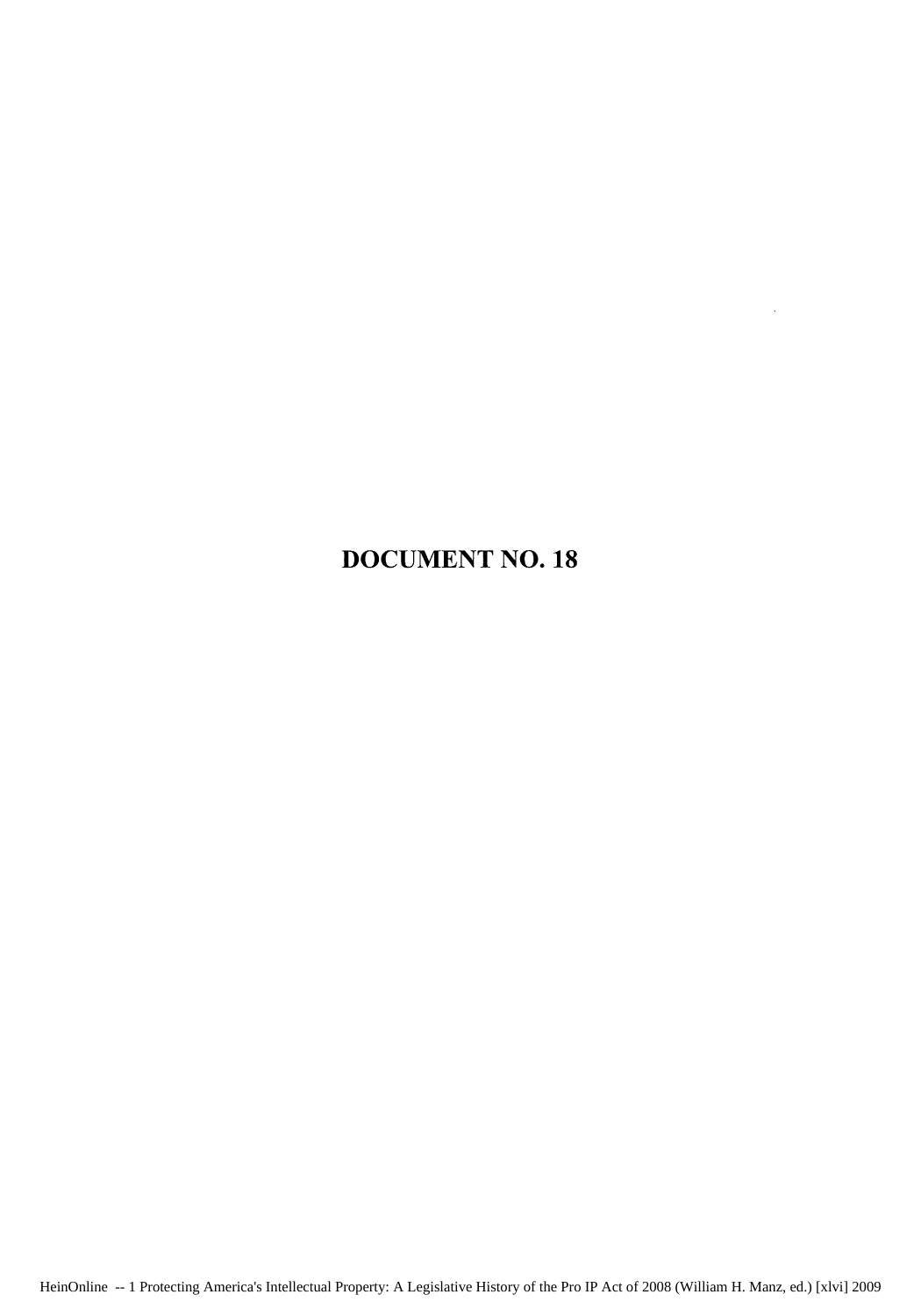# DOCUMENT NO. 18